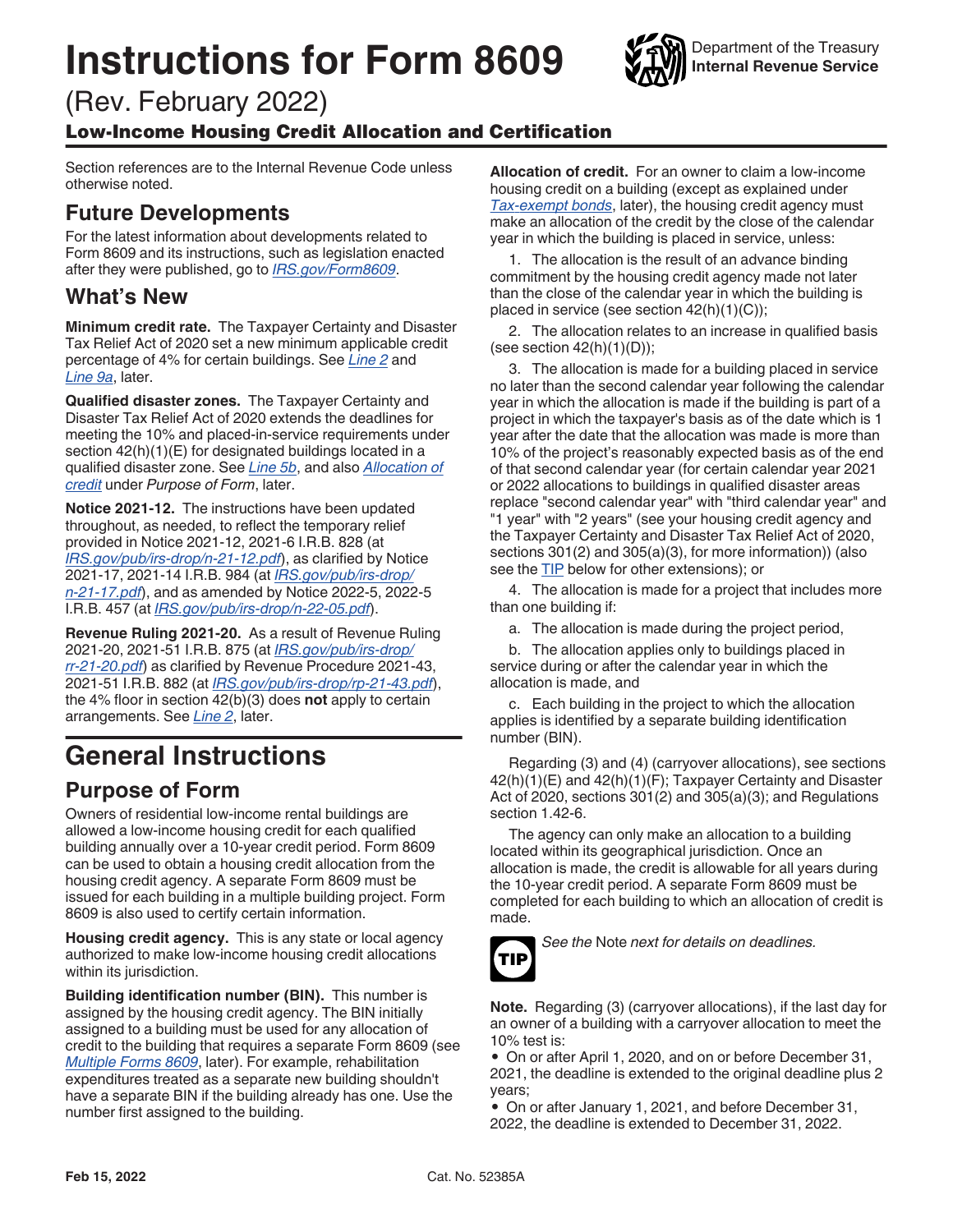# Instructions for Form 8609

Department of the Treasury
**Internal Revenue Service**

(Rev. February 2022)

## Low-Income Housing Credit Allocation and Certification

Section references are to the Internal Revenue Code unless otherwise noted.

## Future Developments

For the latest information about developments related to Form 8609 and its instructions, such as legislation enacted after they were published, go to *IRS.gov/Form8609*.

## What's New

**Minimum credit rate.** The Taxpayer Certainty and Disaster Tax Relief Act of 2020 set a new minimum applicable credit percentage of 4% for certain buildings. See *Line 2* and *Line 9a*, later.

**Qualified disaster zones.** The Taxpayer Certainty and Disaster Tax Relief Act of 2020 extends the deadlines for meeting the 10% and placed-in-service requirements under section 42(h)(1)(E) for designated buildings located in a qualified disaster zone. See *Line 5b*, and also *Allocation of credit* under *Purpose of Form*, later.

**Notice 2021-12.** The instructions have been updated throughout, as needed, to reflect the temporary relief provided in Notice 2021-12, 2021-6 I.R.B. 828 (at *IRS.gov/pub/irs-drop/n-21-12.pdf*), as clarified by Notice 2021-17, 2021-14 I.R.B. 984 (at *IRS.gov/pub/irs-drop/n-21-17.pdf*), and as amended by Notice 2022-5, 2022-5 I.R.B. 457 (at *IRS.gov/pub/irs-drop/n-22-05.pdf*).

**Revenue Ruling 2021-20.** As a result of Revenue Ruling 2021-20, 2021-51 I.R.B. 875 (at *IRS.gov/pub/irs-drop/rr-21-20.pdf*) as clarified by Revenue Procedure 2021-43, 2021-51 I.R.B. 882 (at *IRS.gov/pub/irs-drop/rp-21-43.pdf*), the 4% floor in section 42(b)(3) does **not** apply to certain arrangements. See *Line 2*, later.

# General Instructions

## Purpose of Form

Owners of residential low-income rental buildings are allowed a low-income housing credit for each qualified building annually over a 10-year credit period. Form 8609 can be used to obtain a housing credit allocation from the housing credit agency. A separate Form 8609 must be issued for each building in a multiple building project. Form 8609 is also used to certify certain information.

**Housing credit agency.** This is any state or local agency authorized to make low-income housing credit allocations within its jurisdiction.

**Building identification number (BIN).** This number is assigned by the housing credit agency. The BIN initially assigned to a building must be used for any allocation of credit to the building that requires a separate Form 8609 (see *Multiple Forms 8609*, later). For example, rehabilitation expenditures treated as a separate new building shouldn't have a separate BIN if the building already has one. Use the number first assigned to the building.

**Allocation of credit.** For an owner to claim a low-income housing credit on a building (except as explained under *Tax-exempt bonds*, later), the housing credit agency must make an allocation of the credit by the close of the calendar year in which the building is placed in service, unless:

1. The allocation is the result of an advance binding commitment by the housing credit agency made not later than the close of the calendar year in which the building is placed in service (see section 42(h)(1)(C));

2. The allocation relates to an increase in qualified basis (see section 42(h)(1)(D));

3. The allocation is made for a building placed in service no later than the second calendar year following the calendar year in which the allocation is made if the building is part of a project in which the taxpayer's basis as of the date which is 1 year after the date that the allocation was made is more than 10% of the project's reasonably expected basis as of the end of that second calendar year (for certain calendar year 2021 or 2022 allocations to buildings in qualified disaster areas replace "second calendar year" with "third calendar year" and "1 year" with "2 years" (see your housing credit agency and the Taxpayer Certainty and Disaster Tax Relief Act of 2020, sections 301(2) and 305(a)(3), for more information)) (also see the TIP below for other extensions); or

4. The allocation is made for a project that includes more than one building if:

   a. The allocation is made during the project period,

   b. The allocation applies only to buildings placed in service during or after the calendar year in which the allocation is made, and

   c. Each building in the project to which the allocation applies is identified by a separate building identification number (BIN).

Regarding (3) and (4) (carryover allocations), see sections 42(h)(1)(E) and 42(h)(1)(F); Taxpayer Certainty and Disaster Act of 2020, sections 301(2) and 305(a)(3); and Regulations section 1.42-6.

The agency can only make an allocation to a building located within its geographical jurisdiction. Once an allocation is made, the credit is allowable for all years during the 10-year credit period. A separate Form 8609 must be completed for each building to which an allocation of credit is made.

**TIP** *See the* Note *next for details on deadlines.*

**Note.** Regarding (3) (carryover allocations), if the last day for an owner of a building with a carryover allocation to meet the 10% test is:

- On or after April 1, 2020, and on or before December 31, 2021, the deadline is extended to the original deadline plus 2 years;
- On or after January 1, 2021, and before December 31, 2022, the deadline is extended to December 31, 2022.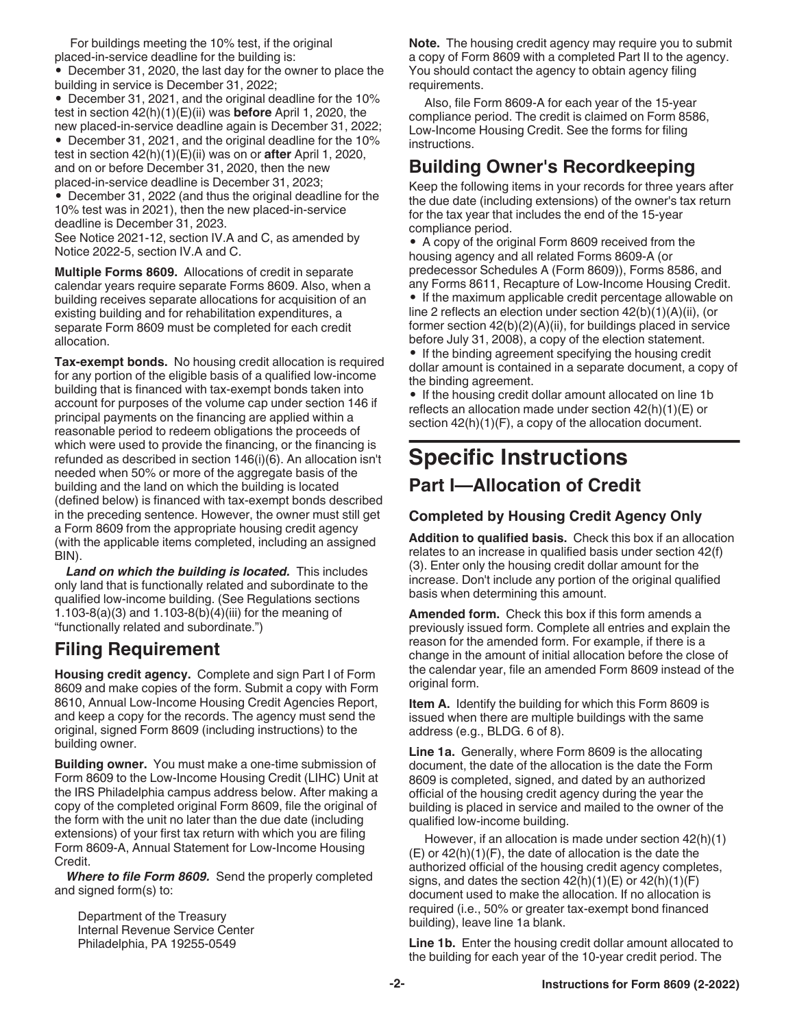For buildings meeting the 10% test, if the original placed-in-service deadline for the building is:

- December 31, 2020, the last day for the owner to place the building in service is December 31, 2022;
- December 31, 2021, and the original deadline for the 10% test in section 42(h)(1)(E)(ii) was **before** April 1, 2020, the new placed-in-service deadline again is December 31, 2022;
- December 31, 2021, and the original deadline for the 10% test in section 42(h)(1)(E)(ii) was on or **after** April 1, 2020, and on or before December 31, 2020, then the new placed-in-service deadline is December 31, 2023;
- December 31, 2022 (and thus the original deadline for the 10% test was in 2021), then the new placed-in-service deadline is December 31, 2023.

See Notice 2021-12, section IV.A and C, as amended by Notice 2022-5, section IV.A and C.

**Multiple Forms 8609.** Allocations of credit in separate calendar years require separate Forms 8609. Also, when a building receives separate allocations for acquisition of an existing building and for rehabilitation expenditures, a separate Form 8609 must be completed for each credit allocation.

**Tax-exempt bonds.** No housing credit allocation is required for any portion of the eligible basis of a qualified low-income building that is financed with tax-exempt bonds taken into account for purposes of the volume cap under section 146 if principal payments on the financing are applied within a reasonable period to redeem obligations the proceeds of which were used to provide the financing, or the financing is refunded as described in section 146(i)(6). An allocation isn't needed when 50% or more of the aggregate basis of the building and the land on which the building is located (defined below) is financed with tax-exempt bonds described in the preceding sentence. However, the owner must still get a Form 8609 from the appropriate housing credit agency (with the applicable items completed, including an assigned BIN).

***Land on which the building is located.*** This includes only land that is functionally related and subordinate to the qualified low-income building. (See Regulations sections 1.103-8(a)(3) and 1.103-8(b)(4)(iii) for the meaning of "functionally related and subordinate.")

## Filing Requirement

**Housing credit agency.** Complete and sign Part I of Form 8609 and make copies of the form. Submit a copy with Form 8610, Annual Low-Income Housing Credit Agencies Report, and keep a copy for the records. The agency must send the original, signed Form 8609 (including instructions) to the building owner.

**Building owner.** You must make a one-time submission of Form 8609 to the Low-Income Housing Credit (LIHC) Unit at the IRS Philadelphia campus address below. After making a copy of the completed original Form 8609, file the original of the form with the unit no later than the due date (including extensions) of your first tax return with which you are filing Form 8609-A, Annual Statement for Low-Income Housing Credit.

***Where to file Form 8609.*** Send the properly completed and signed form(s) to:

Department of the Treasury
Internal Revenue Service Center
Philadelphia, PA 19255-0549

**Note.** The housing credit agency may require you to submit a copy of Form 8609 with a completed Part II to the agency. You should contact the agency to obtain agency filing requirements.

Also, file Form 8609-A for each year of the 15-year compliance period. The credit is claimed on Form 8586, Low-Income Housing Credit. See the forms for filing instructions.

## Building Owner's Recordkeeping

Keep the following items in your records for three years after the due date (including extensions) of the owner's tax return for the tax year that includes the end of the 15-year compliance period.

- A copy of the original Form 8609 received from the housing agency and all related Forms 8609-A (or predecessor Schedules A (Form 8609)), Forms 8586, and any Forms 8611, Recapture of Low-Income Housing Credit.
- If the maximum applicable credit percentage allowable on line 2 reflects an election under section 42(b)(1)(A)(ii), (or former section 42(b)(2)(A)(ii), for buildings placed in service before July 31, 2008), a copy of the election statement.
- If the binding agreement specifying the housing credit dollar amount is contained in a separate document, a copy of the binding agreement.
- If the housing credit dollar amount allocated on line 1b reflects an allocation made under section 42(h)(1)(E) or section 42(h)(1)(F), a copy of the allocation document.

# Specific Instructions

## Part I—Allocation of Credit

### Completed by Housing Credit Agency Only

**Addition to qualified basis.** Check this box if an allocation relates to an increase in qualified basis under section 42(f)(3). Enter only the housing credit dollar amount for the increase. Don't include any portion of the original qualified basis when determining this amount.

**Amended form.** Check this box if this form amends a previously issued form. Complete all entries and explain the reason for the amended form. For example, if there is a change in the amount of initial allocation before the close of the calendar year, file an amended Form 8609 instead of the original form.

**Item A.** Identify the building for which this Form 8609 is issued when there are multiple buildings with the same address (e.g., BLDG. 6 of 8).

**Line 1a.** Generally, where Form 8609 is the allocating document, the date of the allocation is the date the Form 8609 is completed, signed, and dated by an authorized official of the housing credit agency during the year the building is placed in service and mailed to the owner of the qualified low-income building.

However, if an allocation is made under section 42(h)(1)(E) or 42(h)(1)(F), the date of allocation is the date the authorized official of the housing credit agency completes, signs, and dates the section 42(h)(1)(E) or 42(h)(1)(F) document used to make the allocation. If no allocation is required (i.e., 50% or greater tax-exempt bond financed building), leave line 1a blank.

**Line 1b.** Enter the housing credit dollar amount allocated to the building for each year of the 10-year credit period. The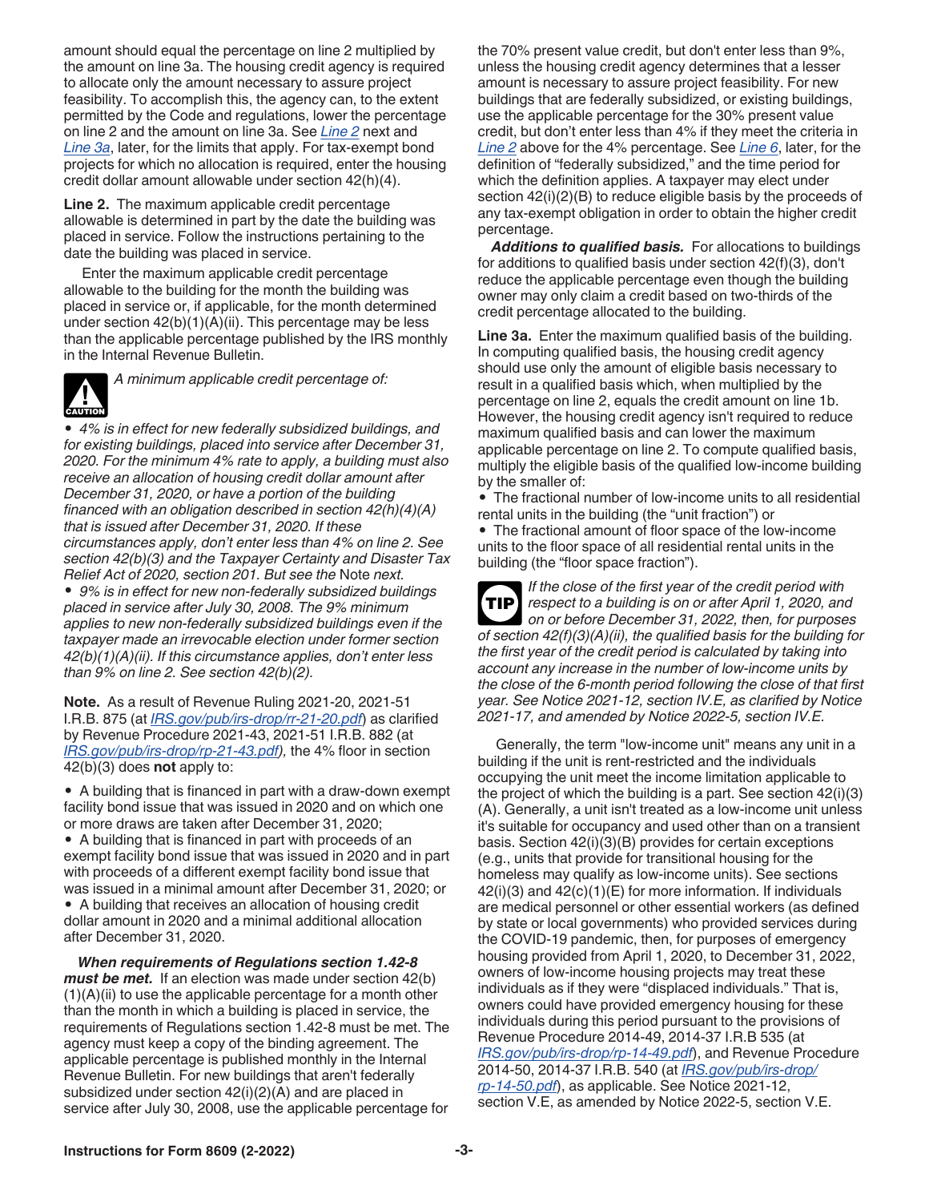amount should equal the percentage on line 2 multiplied by the amount on line 3a. The housing credit agency is required to allocate only the amount necessary to assure project feasibility. To accomplish this, the agency can, to the extent permitted by the Code and regulations, lower the percentage on line 2 and the amount on line 3a. See *Line 2* next and *Line 3a*, later, for the limits that apply. For tax-exempt bond projects for which no allocation is required, enter the housing credit dollar amount allowable under section 42(h)(4).

**Line 2.** The maximum applicable credit percentage allowable is determined in part by the date the building was placed in service. Follow the instructions pertaining to the date the building was placed in service.

Enter the maximum applicable credit percentage allowable to the building for the month the building was placed in service or, if applicable, for the month determined under section 42(b)(1)(A)(ii). This percentage may be less than the applicable percentage published by the IRS monthly in the Internal Revenue Bulletin.

**CAUTION** *A minimum applicable credit percentage of:*

- *4% is in effect for new federally subsidized buildings, and for existing buildings, placed into service after December 31, 2020. For the minimum 4% rate to apply, a building must also receive an allocation of housing credit dollar amount after December 31, 2020, or have a portion of the building financed with an obligation described in section 42(h)(4)(A) that is issued after December 31, 2020. If these circumstances apply, don't enter less than 4% on line 2. See section 42(b)(3) and the Taxpayer Certainty and Disaster Tax Relief Act of 2020, section 201. But see the* Note *next.*
- *9% is in effect for new non-federally subsidized buildings placed in service after July 30, 2008. The 9% minimum applies to new non-federally subsidized buildings even if the taxpayer made an irrevocable election under former section 42(b)(1)(A)(ii). If this circumstance applies, don't enter less than 9% on line 2. See section 42(b)(2).*

**Note.** As a result of Revenue Ruling 2021-20, 2021-51 I.R.B. 875 (at *IRS.gov/pub/irs-drop/rr-21-20.pdf*) as clarified by Revenue Procedure 2021-43, 2021-51 I.R.B. 882 (at *IRS.gov/pub/irs-drop/rp-21-43.pdf),* the 4% floor in section 42(b)(3) does **not** apply to:

- A building that is financed in part with a draw-down exempt facility bond issue that was issued in 2020 and on which one or more draws are taken after December 31, 2020;
- A building that is financed in part with proceeds of an exempt facility bond issue that was issued in 2020 and in part with proceeds of a different exempt facility bond issue that was issued in a minimal amount after December 31, 2020; or
- A building that receives an allocation of housing credit dollar amount in 2020 and a minimal additional allocation after December 31, 2020.

***When requirements of Regulations section 1.42-8 must be met.*** If an election was made under section 42(b)(1)(A)(ii) to use the applicable percentage for a month other than the month in which a building is placed in service, the requirements of Regulations section 1.42-8 must be met. The agency must keep a copy of the binding agreement. The applicable percentage is published monthly in the Internal Revenue Bulletin. For new buildings that aren't federally subsidized under section 42(i)(2)(A) and are placed in service after July 30, 2008, use the applicable percentage for the 70% present value credit, but don't enter less than 9%, unless the housing credit agency determines that a lesser amount is necessary to assure project feasibility. For new buildings that are federally subsidized, or existing buildings, use the applicable percentage for the 30% present value credit, but don't enter less than 4% if they meet the criteria in *Line 2* above for the 4% percentage. See *Line 6*, later, for the definition of "federally subsidized," and the time period for which the definition applies. A taxpayer may elect under section 42(i)(2)(B) to reduce eligible basis by the proceeds of any tax-exempt obligation in order to obtain the higher credit percentage.

***Additions to qualified basis.*** For allocations to buildings for additions to qualified basis under section 42(f)(3), don't reduce the applicable percentage even though the building owner may only claim a credit based on two-thirds of the credit percentage allocated to the building.

**Line 3a.** Enter the maximum qualified basis of the building. In computing qualified basis, the housing credit agency should use only the amount of eligible basis necessary to result in a qualified basis which, when multiplied by the percentage on line 2, equals the credit amount on line 1b. However, the housing credit agency isn't required to reduce maximum qualified basis and can lower the maximum applicable percentage on line 2. To compute qualified basis, multiply the eligible basis of the qualified low-income building by the smaller of:

- The fractional number of low-income units to all residential rental units in the building (the "unit fraction") or
- The fractional amount of floor space of the low-income units to the floor space of all residential rental units in the building (the "floor space fraction").

**TIP** *If the close of the first year of the credit period with respect to a building is on or after April 1, 2020, and on or before December 31, 2022, then, for purposes of section 42(f)(3)(A)(ii), the qualified basis for the building for the first year of the credit period is calculated by taking into account any increase in the number of low-income units by the close of the 6-month period following the close of that first year. See Notice 2021-12, section IV.E, as clarified by Notice 2021-17, and amended by Notice 2022-5, section IV.E.*

Generally, the term "low-income unit" means any unit in a building if the unit is rent-restricted and the individuals occupying the unit meet the income limitation applicable to the project of which the building is a part. See section 42(i)(3)(A). Generally, a unit isn't treated as a low-income unit unless it's suitable for occupancy and used other than on a transient basis. Section 42(i)(3)(B) provides for certain exceptions (e.g., units that provide for transitional housing for the homeless may qualify as low-income units). See sections 42(i)(3) and 42(c)(1)(E) for more information. If individuals are medical personnel or other essential workers (as defined by state or local governments) who provided services during the COVID-19 pandemic, then, for purposes of emergency housing provided from April 1, 2020, to December 31, 2022, owners of low-income housing projects may treat these individuals as if they were "displaced individuals." That is, owners could have provided emergency housing for these individuals during this period pursuant to the provisions of Revenue Procedure 2014-49, 2014-37 I.R.B 535 (at *IRS.gov/pub/irs-drop/rp-14-49.pdf*), and Revenue Procedure 2014-50, 2014-37 I.R.B. 540 (at *IRS.gov/pub/irs-drop/rp-14-50.pdf*), as applicable. See Notice 2021-12, section V.E, as amended by Notice 2022-5, section V.E.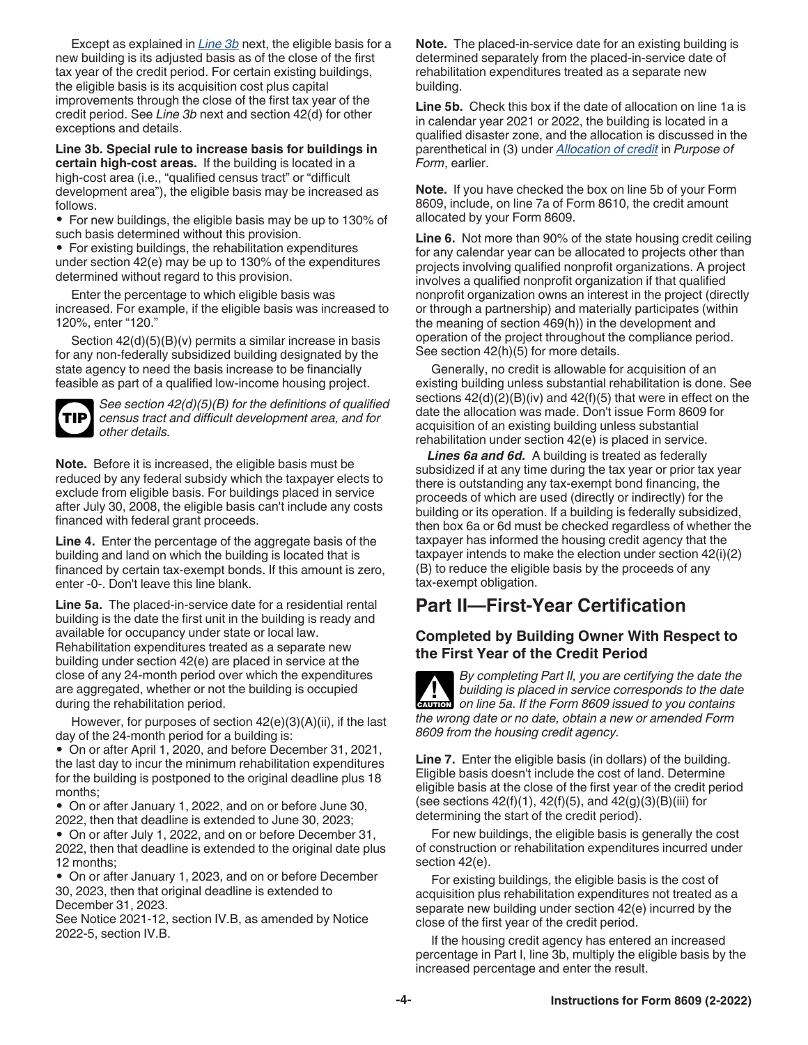Except as explained in *Line 3b* next, the eligible basis for a new building is its adjusted basis as of the close of the first tax year of the credit period. For certain existing buildings, the eligible basis is its acquisition cost plus capital improvements through the close of the first tax year of the credit period. See *Line 3b* next and section 42(d) for other exceptions and details.

**Line 3b. Special rule to increase basis for buildings in certain high-cost areas.** If the building is located in a high-cost area (i.e., "qualified census tract" or "difficult development area"), the eligible basis may be increased as follows.

- For new buildings, the eligible basis may be up to 130% of such basis determined without this provision.
- For existing buildings, the rehabilitation expenditures under section 42(e) may be up to 130% of the expenditures determined without regard to this provision.

Enter the percentage to which eligible basis was increased. For example, if the eligible basis was increased to 120%, enter "120."

Section 42(d)(5)(B)(v) permits a similar increase in basis for any non-federally subsidized building designated by the state agency to need the basis increase to be financially feasible as part of a qualified low-income housing project.

**TIP** *See section 42(d)(5)(B) for the definitions of qualified census tract and difficult development area, and for other details.*

**Note.** Before it is increased, the eligible basis must be reduced by any federal subsidy which the taxpayer elects to exclude from eligible basis. For buildings placed in service after July 30, 2008, the eligible basis can't include any costs financed with federal grant proceeds.

**Line 4.** Enter the percentage of the aggregate basis of the building and land on which the building is located that is financed by certain tax-exempt bonds. If this amount is zero, enter -0-. Don't leave this line blank.

**Line 5a.** The placed-in-service date for a residential rental building is the date the first unit in the building is ready and available for occupancy under state or local law. Rehabilitation expenditures treated as a separate new building under section 42(e) are placed in service at the close of any 24-month period over which the expenditures are aggregated, whether or not the building is occupied during the rehabilitation period.

However, for purposes of section 42(e)(3)(A)(ii), if the last day of the 24-month period for a building is:

- On or after April 1, 2020, and before December 31, 2021, the last day to incur the minimum rehabilitation expenditures for the building is postponed to the original deadline plus 18 months;
- On or after January 1, 2022, and on or before June 30, 2022, then that deadline is extended to June 30, 2023;
- On or after July 1, 2022, and on or before December 31, 2022, then that deadline is extended to the original date plus 12 months;
- On or after January 1, 2023, and on or before December 30, 2023, then that original deadline is extended to December 31, 2023.

See Notice 2021-12, section IV.B, as amended by Notice 2022-5, section IV.B.

**Note.** The placed-in-service date for an existing building is determined separately from the placed-in-service date of rehabilitation expenditures treated as a separate new building.

**Line 5b.** Check this box if the date of allocation on line 1a is in calendar year 2021 or 2022, the building is located in a qualified disaster zone, and the allocation is discussed in the parenthetical in (3) under *Allocation of credit* in *Purpose of Form*, earlier.

**Note.** If you have checked the box on line 5b of your Form 8609, include, on line 7a of Form 8610, the credit amount allocated by your Form 8609.

**Line 6.** Not more than 90% of the state housing credit ceiling for any calendar year can be allocated to projects other than projects involving qualified nonprofit organizations. A project involves a qualified nonprofit organization if that qualified nonprofit organization owns an interest in the project (directly or through a partnership) and materially participates (within the meaning of section 469(h)) in the development and operation of the project throughout the compliance period. See section 42(h)(5) for more details.

Generally, no credit is allowable for acquisition of an existing building unless substantial rehabilitation is done. See sections 42(d)(2)(B)(iv) and 42(f)(5) that were in effect on the date the allocation was made. Don't issue Form 8609 for acquisition of an existing building unless substantial rehabilitation under section 42(e) is placed in service.

***Lines 6a and 6d.*** A building is treated as federally subsidized if at any time during the tax year or prior tax year there is outstanding any tax-exempt bond financing, the proceeds of which are used (directly or indirectly) for the building or its operation. If a building is federally subsidized, then box 6a or 6d must be checked regardless of whether the taxpayer has informed the housing credit agency that the taxpayer intends to make the election under section 42(i)(2)(B) to reduce the eligible basis by the proceeds of any tax-exempt obligation.

## Part II—First-Year Certification

### Completed by Building Owner With Respect to the First Year of the Credit Period

**CAUTION** *By completing Part II, you are certifying the date the building is placed in service corresponds to the date on line 5a. If the Form 8609 issued to you contains the wrong date or no date, obtain a new or amended Form 8609 from the housing credit agency.*

**Line 7.** Enter the eligible basis (in dollars) of the building. Eligible basis doesn't include the cost of land. Determine eligible basis at the close of the first year of the credit period (see sections 42(f)(1), 42(f)(5), and 42(g)(3)(B)(iii) for determining the start of the credit period).

For new buildings, the eligible basis is generally the cost of construction or rehabilitation expenditures incurred under section 42(e).

For existing buildings, the eligible basis is the cost of acquisition plus rehabilitation expenditures not treated as a separate new building under section 42(e) incurred by the close of the first year of the credit period.

If the housing credit agency has entered an increased percentage in Part I, line 3b, multiply the eligible basis by the increased percentage and enter the result.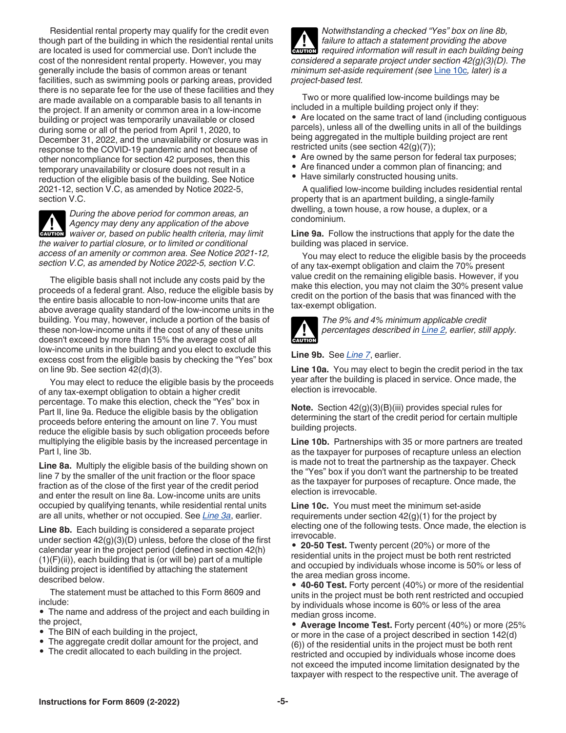Residential rental property may qualify for the credit even though part of the building in which the residential rental units are located is used for commercial use. Don't include the cost of the nonresident rental property. However, you may generally include the basis of common areas or tenant facilities, such as swimming pools or parking areas, provided there is no separate fee for the use of these facilities and they are made available on a comparable basis to all tenants in the project. If an amenity or common area in a low-income building or project was temporarily unavailable or closed during some or all of the period from April 1, 2020, to December 31, 2022, and the unavailability or closure was in response to the COVID-19 pandemic and not because of other noncompliance for section 42 purposes, then this temporary unavailability or closure does not result in a reduction of the eligible basis of the building. See Notice 2021-12, section V.C, as amended by Notice 2022-5, section V.C.

**CAUTION** *During the above period for common areas, an Agency may deny any application of the above waiver or, based on public health criteria, may limit the waiver to partial closure, or to limited or conditional access of an amenity or common area. See Notice 2021-12, section V.C, as amended by Notice 2022-5, section V.C.*

The eligible basis shall not include any costs paid by the proceeds of a federal grant. Also, reduce the eligible basis by the entire basis allocable to non-low-income units that are above average quality standard of the low-income units in the building. You may, however, include a portion of the basis of these non-low-income units if the cost of any of these units doesn't exceed by more than 15% the average cost of all low-income units in the building and you elect to exclude this excess cost from the eligible basis by checking the "Yes" box on line 9b. See section 42(d)(3).

You may elect to reduce the eligible basis by the proceeds of any tax-exempt obligation to obtain a higher credit percentage. To make this election, check the "Yes" box in Part II, line 9a. Reduce the eligible basis by the obligation proceeds before entering the amount on line 7. You must reduce the eligible basis by such obligation proceeds before multiplying the eligible basis by the increased percentage in Part I, line 3b.

**Line 8a.** Multiply the eligible basis of the building shown on line 7 by the smaller of the unit fraction or the floor space fraction as of the close of the first year of the credit period and enter the result on line 8a. Low-income units are units occupied by qualifying tenants, while residential rental units are all units, whether or not occupied. See *Line 3a*, earlier.

**Line 8b.** Each building is considered a separate project under section 42(g)(3)(D) unless, before the close of the first calendar year in the project period (defined in section 42(h)(1)(F)(ii)), each building that is (or will be) part of a multiple building project is identified by attaching the statement described below.

The statement must be attached to this Form 8609 and include:

- The name and address of the project and each building in the project,
- The BIN of each building in the project,
- The aggregate credit dollar amount for the project, and
- The credit allocated to each building in the project.

**CAUTION** *Notwithstanding a checked "Yes" box on line 8b, failure to attach a statement providing the above required information will result in each building being considered a separate project under section 42(g)(3)(D). The minimum set-aside requirement (see Line 10c, later) is a project-based test.*

Two or more qualified low-income buildings may be included in a multiple building project only if they:

- Are located on the same tract of land (including contiguous parcels), unless all of the dwelling units in all of the buildings being aggregated in the multiple building project are rent restricted units (see section 42(g)(7));
- Are owned by the same person for federal tax purposes;
- Are financed under a common plan of financing; and
- Have similarly constructed housing units.

A qualified low-income building includes residential rental property that is an apartment building, a single-family dwelling, a town house, a row house, a duplex, or a condominium.

**Line 9a.** Follow the instructions that apply for the date the building was placed in service.

You may elect to reduce the eligible basis by the proceeds of any tax-exempt obligation and claim the 70% present value credit on the remaining eligible basis. However, if you make this election, you may not claim the 30% present value credit on the portion of the basis that was financed with the tax-exempt obligation.

**CAUTION** *The 9% and 4% minimum applicable credit percentages described in Line 2, earlier, still apply.*

**Line 9b.** See *Line 7*, earlier.

**Line 10a.** You may elect to begin the credit period in the tax year after the building is placed in service. Once made, the election is irrevocable.

**Note.** Section 42(g)(3)(B)(iii) provides special rules for determining the start of the credit period for certain multiple building projects.

**Line 10b.** Partnerships with 35 or more partners are treated as the taxpayer for purposes of recapture unless an election is made not to treat the partnership as the taxpayer. Check the "Yes" box if you don't want the partnership to be treated as the taxpayer for purposes of recapture. Once made, the election is irrevocable.

**Line 10c.** You must meet the minimum set-aside requirements under section 42(g)(1) for the project by electing one of the following tests. Once made, the election is irrevocable.

- **20-50 Test.** Twenty percent (20%) or more of the residential units in the project must be both rent restricted and occupied by individuals whose income is 50% or less of the area median gross income.
- **40-60 Test.** Forty percent (40%) or more of the residential units in the project must be both rent restricted and occupied by individuals whose income is 60% or less of the area median gross income.
- **Average Income Test.** Forty percent (40%) or more (25% or more in the case of a project described in section 142(d)(6)) of the residential units in the project must be both rent restricted and occupied by individuals whose income does not exceed the imputed income limitation designated by the taxpayer with respect to the respective unit. The average of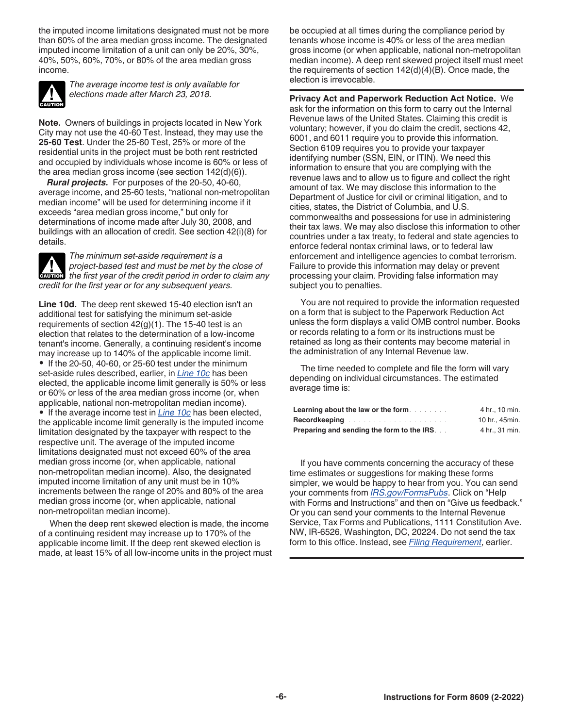the imputed income limitations designated must not be more than 60% of the area median gross income. The designated imputed income limitation of a unit can only be 20%, 30%, 40%, 50%, 60%, 70%, or 80% of the area median gross income.

**CAUTION** *The average income test is only available for elections made after March 23, 2018.*

**Note.** Owners of buildings in projects located in New York City may not use the 40-60 Test. Instead, they may use the **25-60 Test**. Under the 25-60 Test, 25% or more of the residential units in the project must be both rent restricted and occupied by individuals whose income is 60% or less of the area median gross income (see section 142(d)(6)).

***Rural projects.*** For purposes of the 20-50, 40-60, average income, and 25-60 tests, "national non-metropolitan median income" will be used for determining income if it exceeds "area median gross income," but only for determinations of income made after July 30, 2008, and buildings with an allocation of credit. See section 42(i)(8) for details.

**CAUTION** *The minimum set-aside requirement is a project-based test and must be met by the close of the first year of the credit period in order to claim any credit for the first year or for any subsequent years.*

**Line 10d.** The deep rent skewed 15-40 election isn't an additional test for satisfying the minimum set-aside requirements of section 42(g)(1). The 15-40 test is an election that relates to the determination of a low-income tenant's income. Generally, a continuing resident's income may increase up to 140% of the applicable income limit.

- If the 20-50, 40-60, or 25-60 test under the minimum set-aside rules described, earlier, in Line 10c has been elected, the applicable income limit generally is 50% or less or 60% or less of the area median gross income (or, when applicable, national non-metropolitan median income).
- If the average income test in Line 10c has been elected, the applicable income limit generally is the imputed income limitation designated by the taxpayer with respect to the respective unit. The average of the imputed income limitations designated must not exceed 60% of the area median gross income (or, when applicable, national non-metropolitan median income). Also, the designated imputed income limitation of any unit must be in 10% increments between the range of 20% and 80% of the area median gross income (or, when applicable, national non-metropolitan median income).

When the deep rent skewed election is made, the income of a continuing resident may increase up to 170% of the applicable income limit. If the deep rent skewed election is made, at least 15% of all low-income units in the project must be occupied at all times during the compliance period by tenants whose income is 40% or less of the area median gross income (or when applicable, national non-metropolitan median income). A deep rent skewed project itself must meet the requirements of section 142(d)(4)(B). Once made, the election is irrevocable.

**Privacy Act and Paperwork Reduction Act Notice.** We ask for the information on this form to carry out the Internal Revenue laws of the United States. Claiming this credit is voluntary; however, if you do claim the credit, sections 42, 6001, and 6011 require you to provide this information. Section 6109 requires you to provide your taxpayer identifying number (SSN, EIN, or ITIN). We need this information to ensure that you are complying with the revenue laws and to allow us to figure and collect the right amount of tax. We may disclose this information to the Department of Justice for civil or criminal litigation, and to cities, states, the District of Columbia, and U.S. commonwealths and possessions for use in administering their tax laws. We may also disclose this information to other countries under a tax treaty, to federal and state agencies to enforce federal nontax criminal laws, or to federal law enforcement and intelligence agencies to combat terrorism. Failure to provide this information may delay or prevent processing your claim. Providing false information may subject you to penalties.

You are not required to provide the information requested on a form that is subject to the Paperwork Reduction Act unless the form displays a valid OMB control number. Books or records relating to a form or its instructions must be retained as long as their contents may become material in the administration of any Internal Revenue law.

The time needed to complete and file the form will vary depending on individual circumstances. The estimated average time is:

| | |
|---|---|
| **Learning about the law or the form** | 4 hr., 10 min. |
| **Recordkeeping** | 10 hr., 45min. |
| **Preparing and sending the form to the IRS** | 4 hr., 31 min. |

If you have comments concerning the accuracy of these time estimates or suggestions for making these forms simpler, we would be happy to hear from you. You can send your comments from IRS.gov/FormsPubs. Click on "Help with Forms and Instructions" and then on "Give us feedback." Or you can send your comments to the Internal Revenue Service, Tax Forms and Publications, 1111 Constitution Ave. NW, IR-6526, Washington, DC, 20224. Do not send the tax form to this office. Instead, see Filing Requirement, earlier.